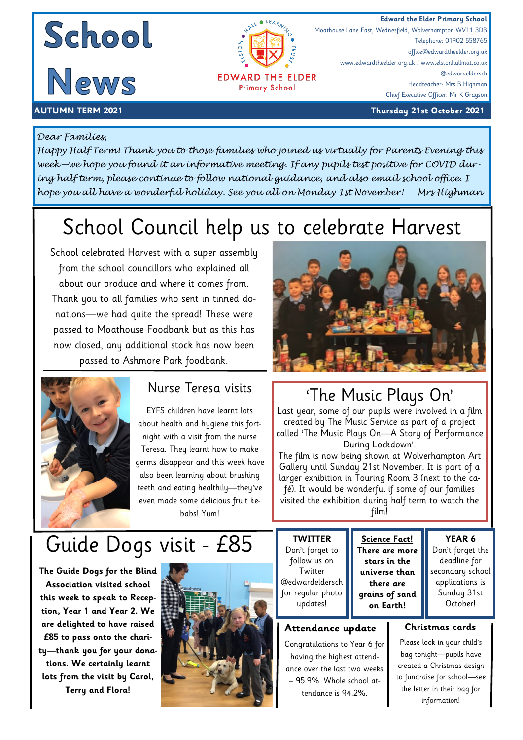# School News

**Edward the Elder Primary School**
Moathouse Lane East, Wednesfield, Wolverhampton WV11 3DB
Telephone: 01902 558765
office@edwardtheelder.org.uk
www.edwardtheelder.org.uk / www.elstonhallmat.co.uk
@edwardeldersch
Headteacher: Mrs B Highman
Chief Executive Officer: Mr K Grayson

EDWARD THE ELDER Primary School — ELSTON HALL LEARNING TRUST

**AUTUMN TERM 2021** — **Thursday 21st October 2021**

*Dear Families,*

*Happy Half Term! Thank you to those families who joined us virtually for Parents Evening this week—we hope you found it an informative meeting. If any pupils test positive for COVID during half term, please continue to follow national guidance, and also email school office. I hope you all have a wonderful holiday. See you all on Monday 1st November! Mrs Highman*

## School Council help us to celebrate Harvest

School celebrated Harvest with a super assembly from the school councillors who explained all about our produce and where it comes from. Thank you to all families who sent in tinned donations—we had quite the spread! These were passed to Moathouse Foodbank but as this has now closed, any additional stock has now been passed to Ashmore Park foodbank.

## Nurse Teresa visits

EYFS children have learnt lots about health and hygiene this fortnight with a visit from the nurse Teresa. They learnt how to make germs disappear and this week have also been learning about brushing teeth and eating healthily—they've even made some delicious fruit kebabs! Yum!

## 'The Music Plays On'

Last year, some of our pupils were involved in a film created by The Music Service as part of a project called 'The Music Plays On—A Story of Performance During Lockdown'.

The film is now being shown at Wolverhampton Art Gallery until Sunday 21st November. It is part of a larger exhibition in Touring Room 3 (next to the café). It would be wonderful if some of our families visited the exhibition during half term to watch the film!

## Guide Dogs visit - £85

**The Guide Dogs for the Blind Association visited school this week to speak to Reception, Year 1 and Year 2. We are delighted to have raised £85 to pass onto the charity—thank you for your donations. We certainly learnt lots from the visit by Carol, Terry and Flora!**

### TWITTER

Don't forget to follow us on Twitter @edwardeldersch for regular photo updates!

### Science Fact!

**There are more stars in the universe than there are grains of sand on Earth!**

### YEAR 6

Don't forget the deadline for secondary school applications is Sunday 31st October!

### Attendance update

Congratulations to Year 6 for having the highest attendance over the last two weeks – 95.9%. Whole school attendance is 94.2%.

### Christmas cards

Please look in your child's bag tonight—pupils have created a Christmas design to fundraise for school—see the letter in their bag for information!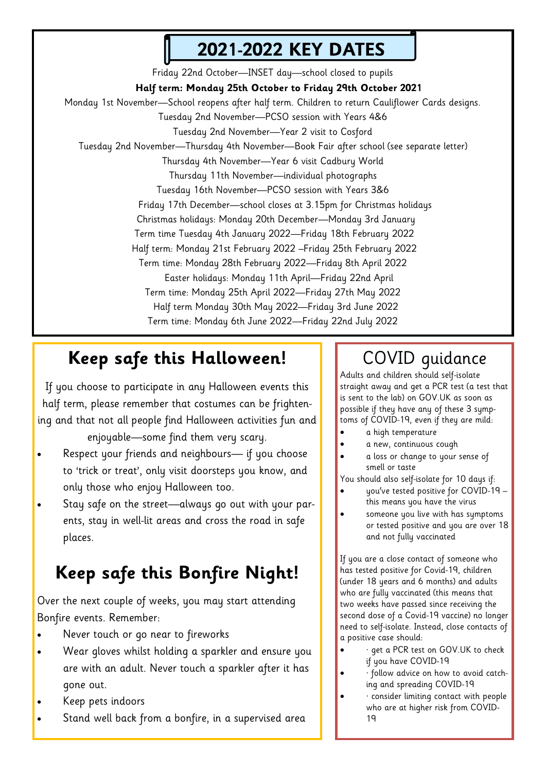## 2021-2022 KEY DATES

Friday 22nd October—INSET day—school closed to pupils

**Half term: Monday 25th October to Friday 29th October 2021**

Monday 1st November—School reopens after half term. Children to return Cauliflower Cards designs.

Tuesday 2nd November—PCSO session with Years 4&6

Tuesday 2nd November—Year 2 visit to Cosford

Tuesday 2nd November—Thursday 4th November—Book Fair after school (see separate letter)

Thursday 4th November—Year 6 visit Cadbury World

Thursday 11th November—individual photographs

Tuesday 16th November—PCSO session with Years 3&6

Friday 17th December—school closes at 3.15pm for Christmas holidays

Christmas holidays: Monday 20th December—Monday 3rd January

Term time Tuesday 4th January 2022—Friday 18th February 2022

Half term: Monday 21st February 2022 –Friday 25th February 2022

Term time: Monday 28th February 2022—Friday 8th April 2022

Easter holidays: Monday 11th April—Friday 22nd April

Term time: Monday 25th April 2022—Friday 27th May 2022

Half term Monday 30th May 2022—Friday 3rd June 2022

Term time: Monday 6th June 2022—Friday 22nd July 2022

## Keep safe this Halloween!

If you choose to participate in any Halloween events this half term, please remember that costumes can be frightening and that not all people find Halloween activities fun and enjoyable—some find them very scary.

- Respect your friends and neighbours— if you choose to 'trick or treat', only visit doorsteps you know, and only those who enjoy Halloween too.
- Stay safe on the street—always go out with your parents, stay in well-lit areas and cross the road in safe places.

## Keep safe this Bonfire Night!

Over the next couple of weeks, you may start attending Bonfire events. Remember:

- Never touch or go near to fireworks
- Wear gloves whilst holding a sparkler and ensure you are with an adult. Never touch a sparkler after it has gone out.
- Keep pets indoors
- Stand well back from a bonfire, in a supervised area

## COVID guidance

Adults and children should self-isolate straight away and get a PCR test (a test that is sent to the lab) on GOV.UK as soon as possible if they have any of these 3 symptoms of COVID-19, even if they are mild:

- a high temperature
- a new, continuous cough
- a loss or change to your sense of smell or taste

You should also self-isolate for 10 days if:

- you've tested positive for COVID-19 – this means you have the virus
- someone you live with has symptoms or tested positive and you are over 18 and not fully vaccinated

If you are a close contact of someone who has tested positive for Covid-19, children (under 18 years and 6 months) and adults who are fully vaccinated (this means that two weeks have passed since receiving the second dose of a Covid-19 vaccine) no longer need to self-isolate. Instead, close contacts of a positive case should:

- · get a PCR test on GOV.UK to check if you have COVID-19
- · follow advice on how to avoid catching and spreading COVID-19
- · consider limiting contact with people who are at higher risk from COVID-19